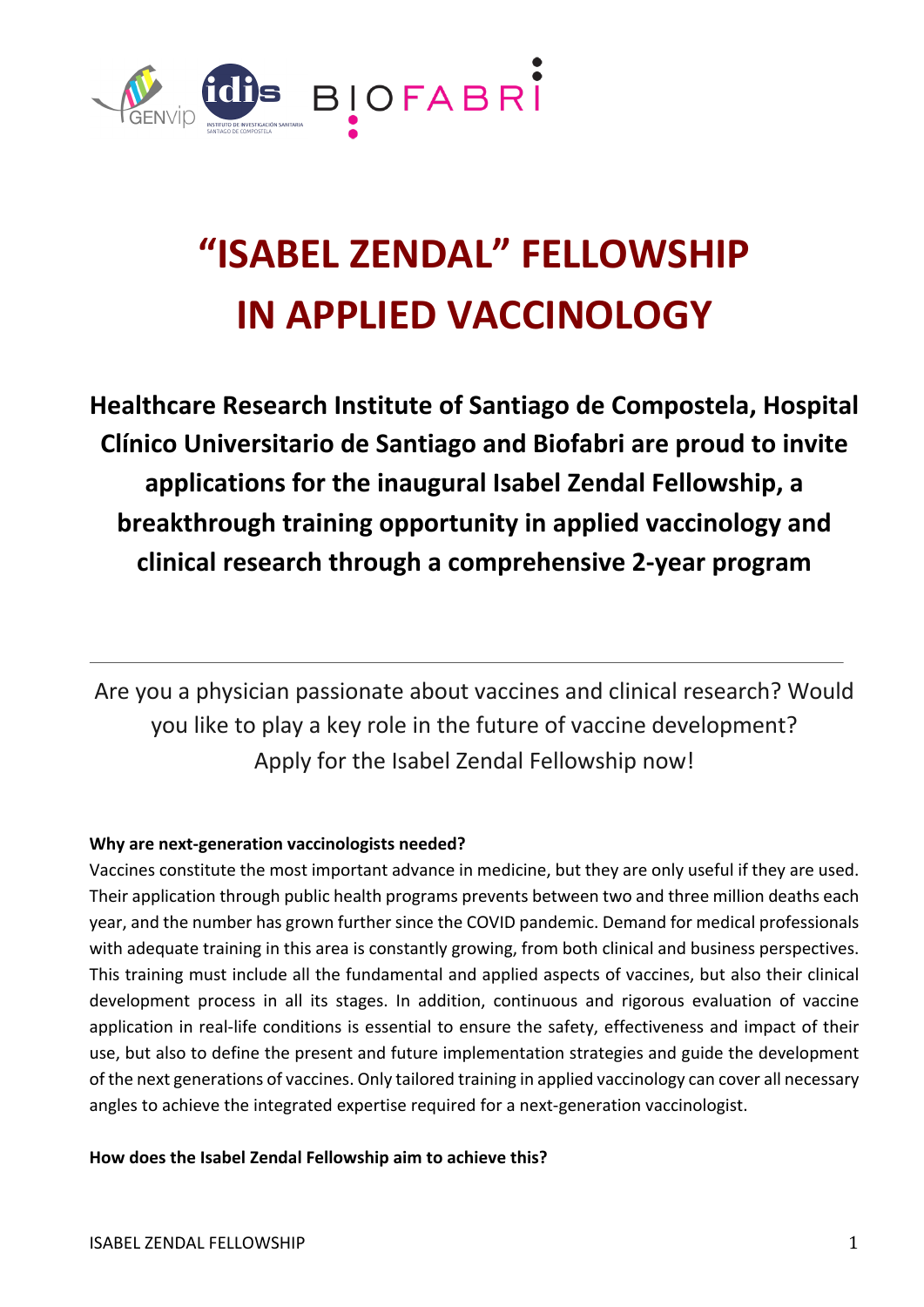# "ISABEL ZENDAL" FELLOWSHIP IN APPLIED VACCINOLOGY

**Healthcare Research Institute of Santiago de Compostela, Hospital Clínico Universitario de Santiago and Biofabri are proud to invite applications for the inaugural Isabel Zendal Fellowship, a breakthrough training opportunity in applied vaccinology and clinical research through a comprehensive 2-year program**

---

Are you a physician passionate about vaccines and clinical research? Would you like to play a key role in the future of vaccine development? Apply for the Isabel Zendal Fellowship now!

**Why are next-generation vaccinologists needed?**

Vaccines constitute the most important advance in medicine, but they are only useful if they are used. Their application through public health programs prevents between two and three million deaths each year, and the number has grown further since the COVID pandemic. Demand for medical professionals with adequate training in this area is constantly growing, from both clinical and business perspectives. This training must include all the fundamental and applied aspects of vaccines, but also their clinical development process in all its stages. In addition, continuous and rigorous evaluation of vaccine application in real-life conditions is essential to ensure the safety, effectiveness and impact of their use, but also to define the present and future implementation strategies and guide the development of the next generations of vaccines. Only tailored training in applied vaccinology can cover all necessary angles to achieve the integrated expertise required for a next-generation vaccinologist.

**How does the Isabel Zendal Fellowship aim to achieve this?**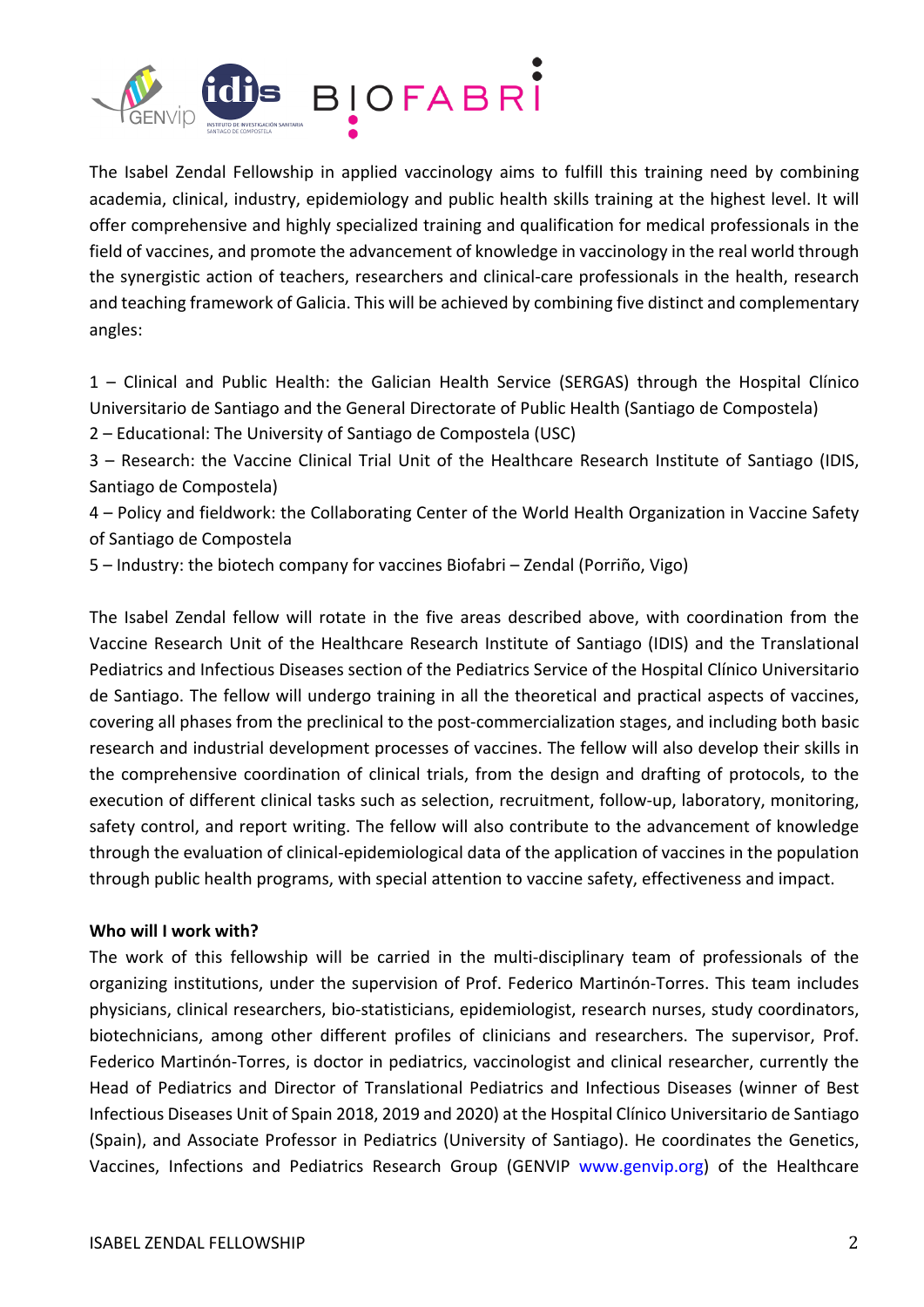The Isabel Zendal Fellowship in applied vaccinology aims to fulfill this training need by combining academia, clinical, industry, epidemiology and public health skills training at the highest level. It will offer comprehensive and highly specialized training and qualification for medical professionals in the field of vaccines, and promote the advancement of knowledge in vaccinology in the real world through the synergistic action of teachers, researchers and clinical-care professionals in the health, research and teaching framework of Galicia. This will be achieved by combining five distinct and complementary angles:

1 – Clinical and Public Health: the Galician Health Service (SERGAS) through the Hospital Clínico Universitario de Santiago and the General Directorate of Public Health (Santiago de Compostela)
2 – Educational: The University of Santiago de Compostela (USC)
3 – Research: the Vaccine Clinical Trial Unit of the Healthcare Research Institute of Santiago (IDIS, Santiago de Compostela)
4 – Policy and fieldwork: the Collaborating Center of the World Health Organization in Vaccine Safety of Santiago de Compostela
5 – Industry: the biotech company for vaccines Biofabri – Zendal (Porriño, Vigo)

The Isabel Zendal fellow will rotate in the five areas described above, with coordination from the Vaccine Research Unit of the Healthcare Research Institute of Santiago (IDIS) and the Translational Pediatrics and Infectious Diseases section of the Pediatrics Service of the Hospital Clínico Universitario de Santiago. The fellow will undergo training in all the theoretical and practical aspects of vaccines, covering all phases from the preclinical to the post-commercialization stages, and including both basic research and industrial development processes of vaccines. The fellow will also develop their skills in the comprehensive coordination of clinical trials, from the design and drafting of protocols, to the execution of different clinical tasks such as selection, recruitment, follow-up, laboratory, monitoring, safety control, and report writing. The fellow will also contribute to the advancement of knowledge through the evaluation of clinical-epidemiological data of the application of vaccines in the population through public health programs, with special attention to vaccine safety, effectiveness and impact.

**Who will I work with?**

The work of this fellowship will be carried in the multi-disciplinary team of professionals of the organizing institutions, under the supervision of Prof. Federico Martinón-Torres. This team includes physicians, clinical researchers, bio-statisticians, epidemiologist, research nurses, study coordinators, biotechnicians, among other different profiles of clinicians and researchers. The supervisor, Prof. Federico Martinón-Torres, is doctor in pediatrics, vaccinologist and clinical researcher, currently the Head of Pediatrics and Director of Translational Pediatrics and Infectious Diseases (winner of Best Infectious Diseases Unit of Spain 2018, 2019 and 2020) at the Hospital Clínico Universitario de Santiago (Spain), and Associate Professor in Pediatrics (University of Santiago). He coordinates the Genetics, Vaccines, Infections and Pediatrics Research Group (GENVIP www.genvip.org) of the Healthcare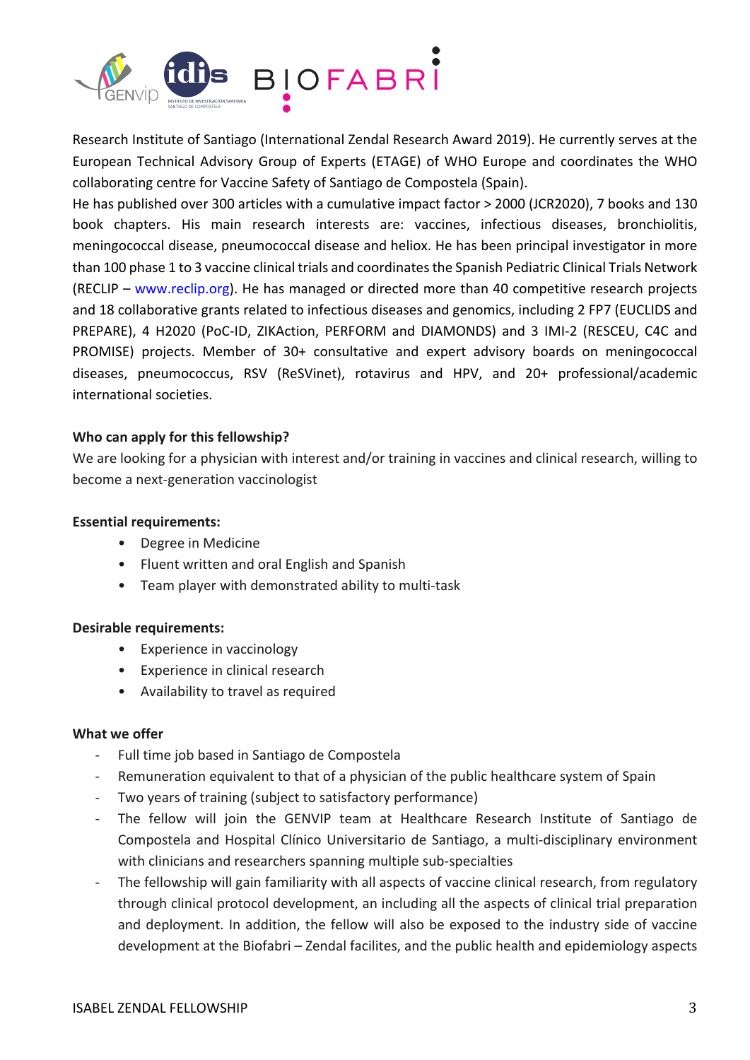Research Institute of Santiago (International Zendal Research Award 2019). He currently serves at the European Technical Advisory Group of Experts (ETAGE) of WHO Europe and coordinates the WHO collaborating centre for Vaccine Safety of Santiago de Compostela (Spain).

He has published over 300 articles with a cumulative impact factor > 2000 (JCR2020), 7 books and 130 book chapters. His main research interests are: vaccines, infectious diseases, bronchiolitis, meningococcal disease, pneumococcal disease and heliox. He has been principal investigator in more than 100 phase 1 to 3 vaccine clinical trials and coordinates the Spanish Pediatric Clinical Trials Network (RECLIP – www.reclip.org). He has managed or directed more than 40 competitive research projects and 18 collaborative grants related to infectious diseases and genomics, including 2 FP7 (EUCLIDS and PREPARE), 4 H2020 (PoC-ID, ZIKAction, PERFORM and DIAMONDS) and 3 IMI-2 (RESCEU, C4C and PROMISE) projects. Member of 30+ consultative and expert advisory boards on meningococcal diseases, pneumococcus, RSV (ReSVinet), rotavirus and HPV, and 20+ professional/academic international societies.

**Who can apply for this fellowship?**

We are looking for a physician with interest and/or training in vaccines and clinical research, willing to become a next-generation vaccinologist

**Essential requirements:**

- Degree in Medicine
- Fluent written and oral English and Spanish
- Team player with demonstrated ability to multi-task

**Desirable requirements:**

- Experience in vaccinology
- Experience in clinical research
- Availability to travel as required

**What we offer**

- Full time job based in Santiago de Compostela
- Remuneration equivalent to that of a physician of the public healthcare system of Spain
- Two years of training (subject to satisfactory performance)
- The fellow will join the GENVIP team at Healthcare Research Institute of Santiago de Compostela and Hospital Clínico Universitario de Santiago, a multi-disciplinary environment with clinicians and researchers spanning multiple sub-specialties
- The fellowship will gain familiarity with all aspects of vaccine clinical research, from regulatory through clinical protocol development, an including all the aspects of clinical trial preparation and deployment. In addition, the fellow will also be exposed to the industry side of vaccine development at the Biofabri – Zendal facilites, and the public health and epidemiology aspects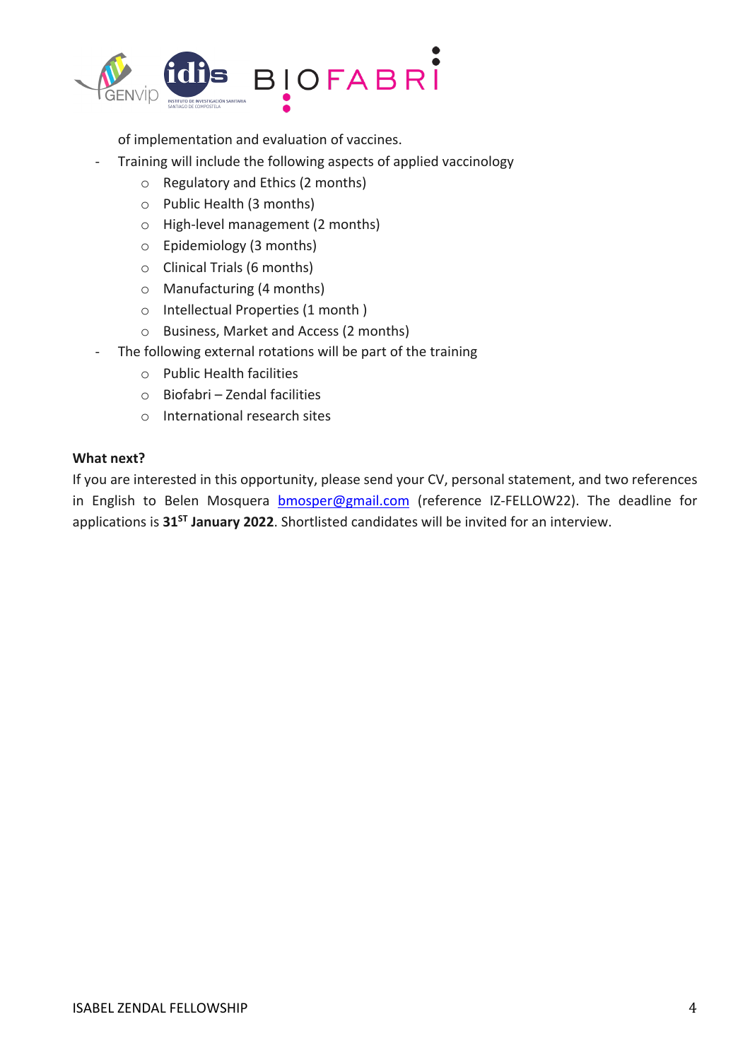of implementation and evaluation of vaccines.

- Training will include the following aspects of applied vaccinology
  - Regulatory and Ethics (2 months)
  - Public Health (3 months)
  - High-level management (2 months)
  - Epidemiology (3 months)
  - Clinical Trials (6 months)
  - Manufacturing (4 months)
  - Intellectual Properties (1 month )
  - Business, Market and Access (2 months)
- The following external rotations will be part of the training
  - Public Health facilities
  - Biofabri – Zendal facilities
  - International research sites

**What next?**

If you are interested in this opportunity, please send your CV, personal statement, and two references in English to Belen Mosquera bmosper@gmail.com (reference IZ-FELLOW22). The deadline for applications is **31ST January 2022**. Shortlisted candidates will be invited for an interview.